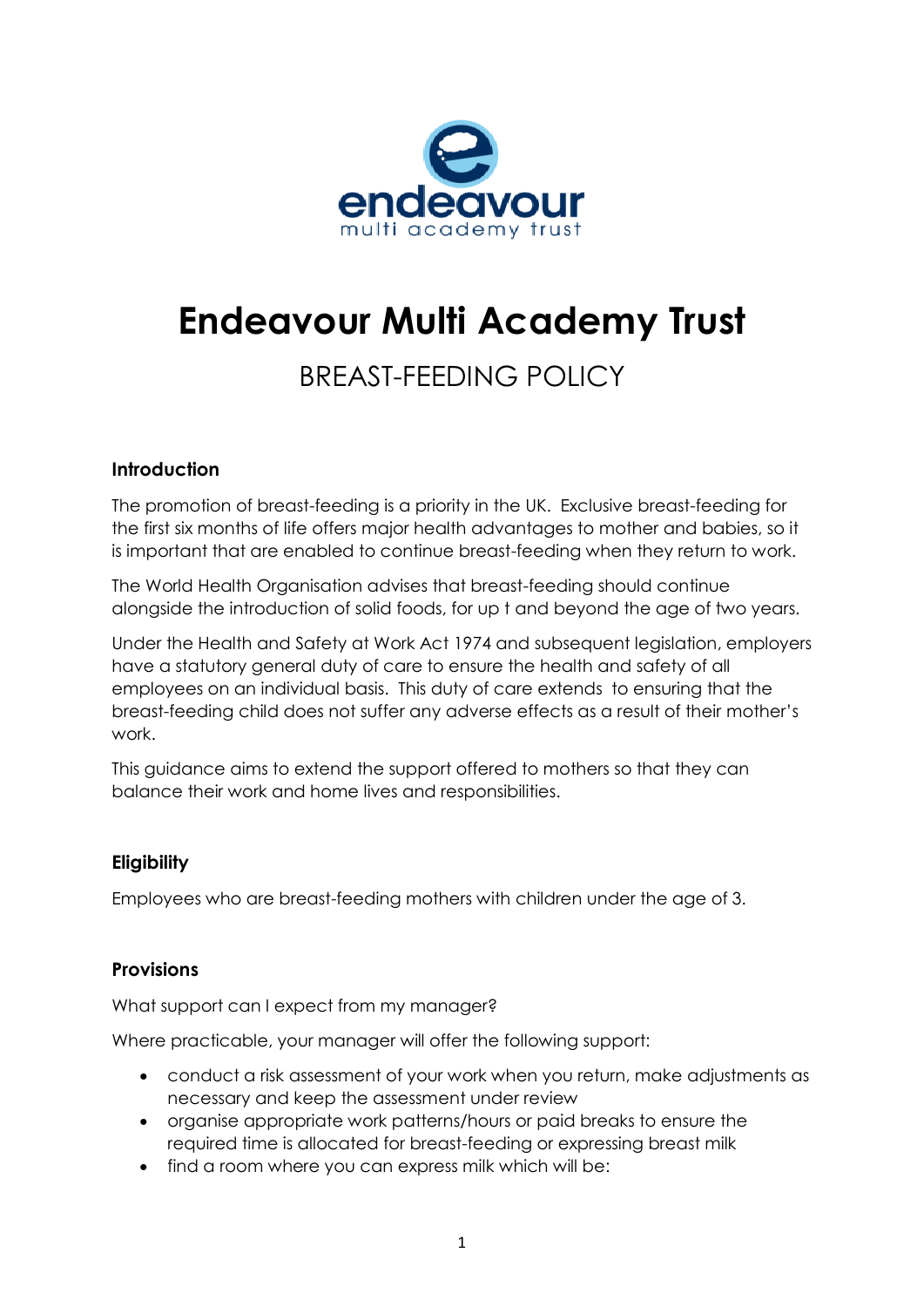# Endeavour Multi Academy Trust

## BREAST-FEEDING POLICY

### Introduction

The promotion of breast-feeding is a priority in the UK. Exclusive breast-feeding for the first six months of life offers major health advantages to mother and babies, so it is important that are enabled to continue breast-feeding when they return to work.

The World Health Organisation advises that breast-feeding should continue alongside the introduction of solid foods, for up t and beyond the age of two years.

Under the Health and Safety at Work Act 1974 and subsequent legislation, employers have a statutory general duty of care to ensure the health and safety of all employees on an individual basis. This duty of care extends to ensuring that the breast-feeding child does not suffer any adverse effects as a result of their mother's work.

This guidance aims to extend the support offered to mothers so that they can balance their work and home lives and responsibilities.

### Eligibility

Employees who are breast-feeding mothers with children under the age of 3.

### Provisions

What support can I expect from my manager?

Where practicable, your manager will offer the following support:

- conduct a risk assessment of your work when you return, make adjustments as necessary and keep the assessment under review
- organise appropriate work patterns/hours or paid breaks to ensure the required time is allocated for breast-feeding or expressing breast milk
- find a room where you can express milk which will be: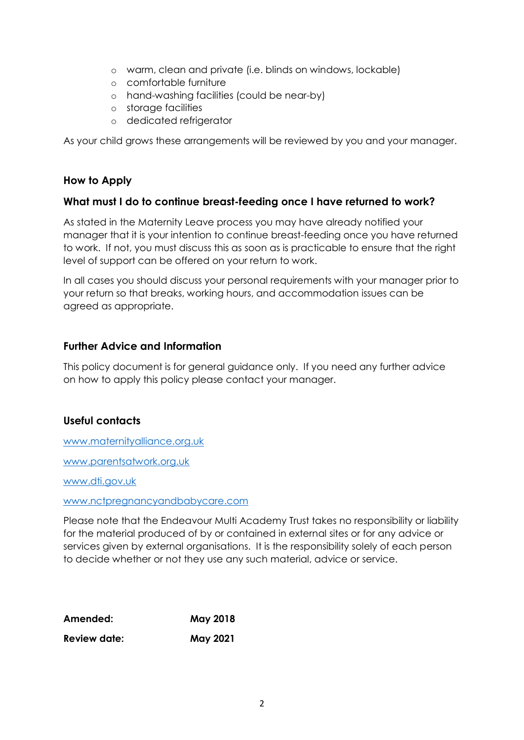- warm, clean and private (i.e. blinds on windows, lockable)
- comfortable furniture
- hand-washing facilities (could be near-by)
- storage facilities
- dedicated refrigerator

As your child grows these arrangements will be reviewed by you and your manager.

## How to Apply

### What must I do to continue breast-feeding once I have returned to work?

As stated in the Maternity Leave process you may have already notified your manager that it is your intention to continue breast-feeding once you have returned to work. If not, you must discuss this as soon as is practicable to ensure that the right level of support can be offered on your return to work.

In all cases you should discuss your personal requirements with your manager prior to your return so that breaks, working hours, and accommodation issues can be agreed as appropriate.

## Further Advice and Information

This policy document is for general guidance only. If you need any further advice on how to apply this policy please contact your manager.

## Useful contacts

www.maternityalliance.org.uk

www.parentsatwork.org.uk

www.dti.gov.uk

www.nctpregnancyandbabycare.com

Please note that the Endeavour Multi Academy Trust takes no responsibility or liability for the material produced of by or contained in external sites or for any advice or services given by external organisations. It is the responsibility solely of each person to decide whether or not they use any such material, advice or service.

**Amended:** **May 2018**

**Review date:** **May 2021**